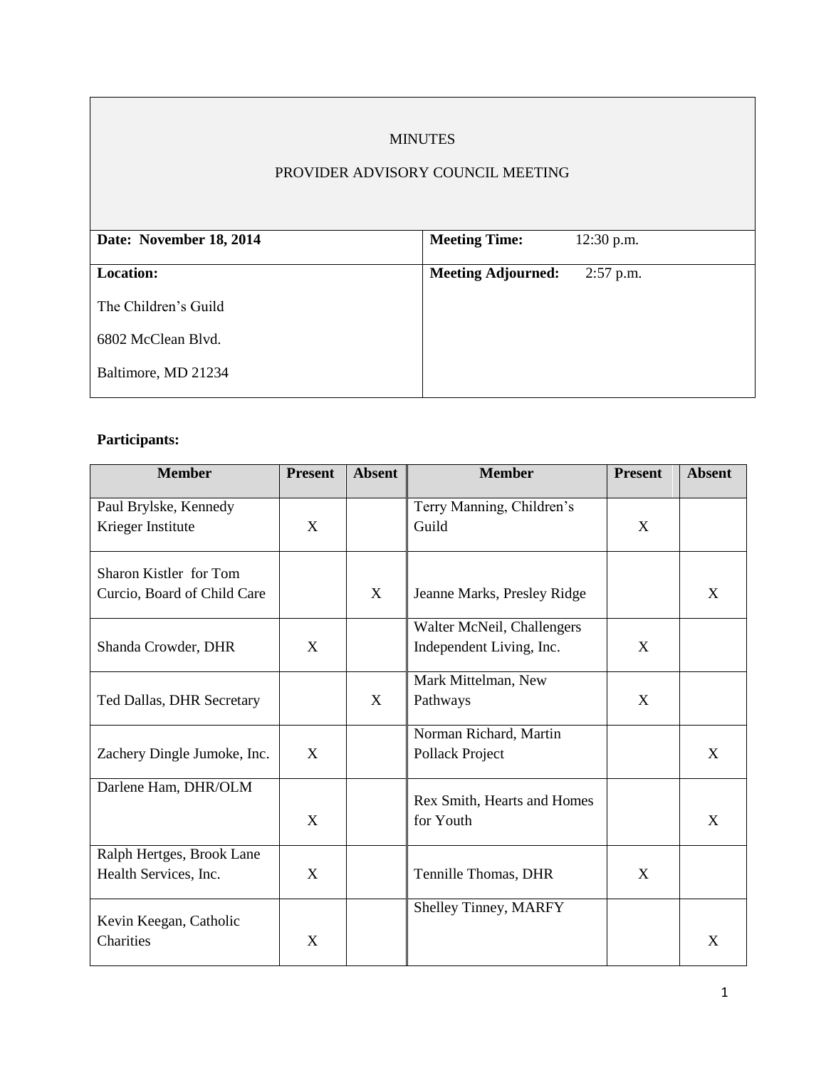MINUTES

PROVIDER ADVISORY COUNCIL MEETING

| **Date: November 18, 2014** | **Meeting Time:** 12:30 p.m. |
|---|---|
| **Location:**<br>The Children's Guild<br>6802 McClean Blvd.<br>Baltimore, MD 21234 | **Meeting Adjourned:** 2:57 p.m. |

**Participants:**

| Member | Present | Absent | Member | Present | Absent |
|---|---|---|---|---|---|
| Paul Brylske, Kennedy Krieger Institute | X | | Terry Manning, Children's Guild | X | |
| Sharon Kistler for Tom Curcio, Board of Child Care | | X | Jeanne Marks, Presley Ridge | | X |
| Shanda Crowder, DHR | X | | Walter McNeil, Challengers Independent Living, Inc. | X | |
| Ted Dallas, DHR Secretary | | X | Mark Mittelman, New Pathways | X | |
| Zachery Dingle Jumoke, Inc. | X | | Norman Richard, Martin Pollack Project | | X |
| Darlene Ham, DHR/OLM | X | | Rex Smith, Hearts and Homes for Youth | | X |
| Ralph Hertges, Brook Lane Health Services, Inc. | X | | Tennille Thomas, DHR | X | |
| Kevin Keegan, Catholic Charities | X | | Shelley Tinney, MARFY | | X |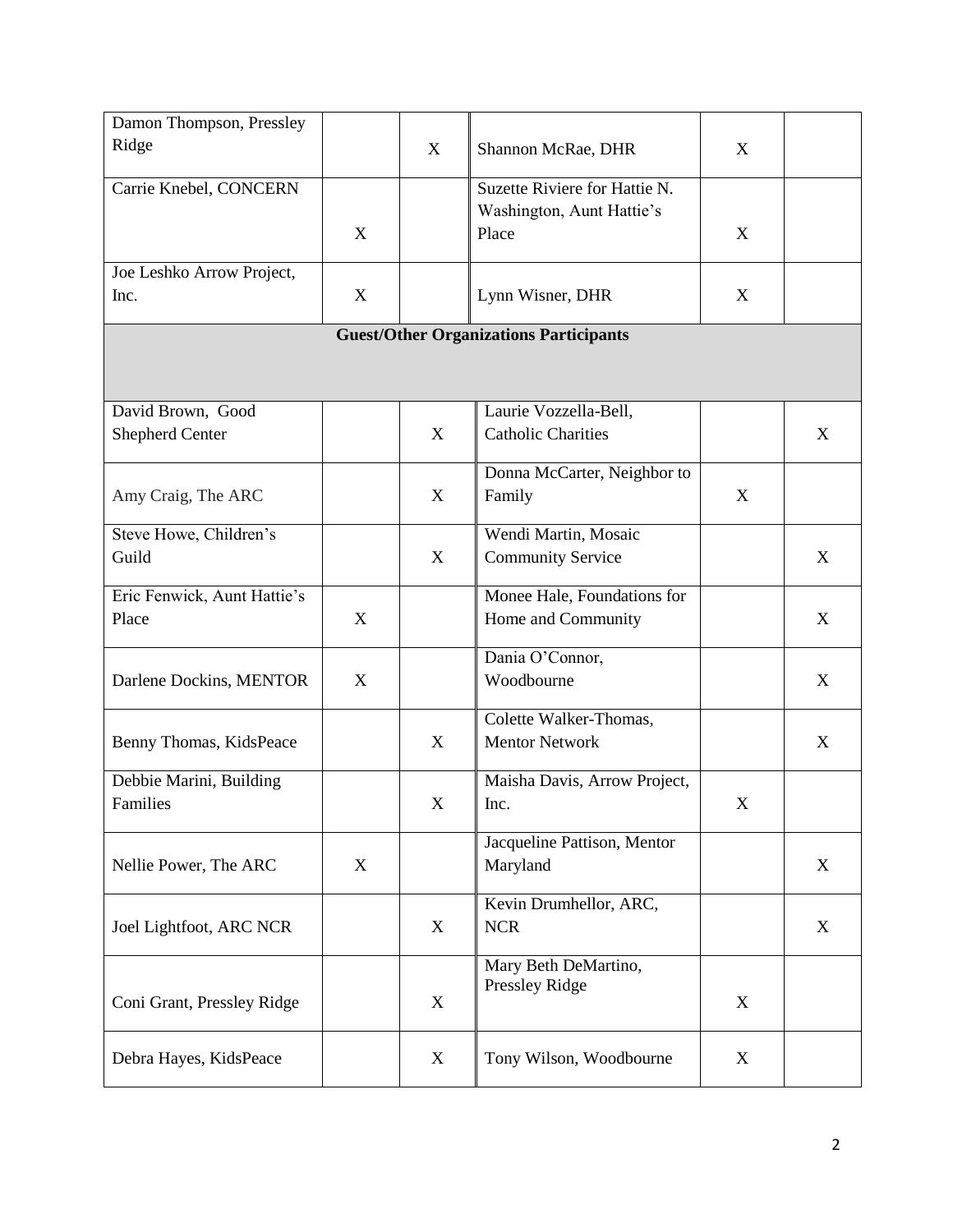| | | | | | |
|---|---|---|---|---|---|
| Damon Thompson, Pressley Ridge | | X | Shannon McRae, DHR | X | |
| Carrie Knebel, CONCERN | X | | Suzette Riviere for Hattie N. Washington, Aunt Hattie's Place | X | |
| Joe Leshko Arrow Project, Inc. | X | | Lynn Wisner, DHR | X | |
| **Guest/Other Organizations Participants** | | | | | |
| David Brown, Good Shepherd Center | | X | Laurie Vozzella-Bell, Catholic Charities | | X |
| Amy Craig, The ARC | | X | Donna McCarter, Neighbor to Family | X | |
| Steve Howe, Children's Guild | | X | Wendi Martin, Mosaic Community Service | | X |
| Eric Fenwick, Aunt Hattie's Place | X | | Monee Hale, Foundations for Home and Community | | X |
| Darlene Dockins, MENTOR | X | | Dania O'Connor, Woodbourne | | X |
| Benny Thomas, KidsPeace | | X | Colette Walker-Thomas, Mentor Network | | X |
| Debbie Marini, Building Families | | X | Maisha Davis, Arrow Project, Inc. | X | |
| Nellie Power, The ARC | X | | Jacqueline Pattison, Mentor Maryland | | X |
| Joel Lightfoot, ARC NCR | | X | Kevin Drumhellor, ARC, NCR | | X |
| Coni Grant, Pressley Ridge | | X | Mary Beth DeMartino, Pressley Ridge | X | |
| Debra Hayes, KidsPeace | | X | Tony Wilson, Woodbourne | X | |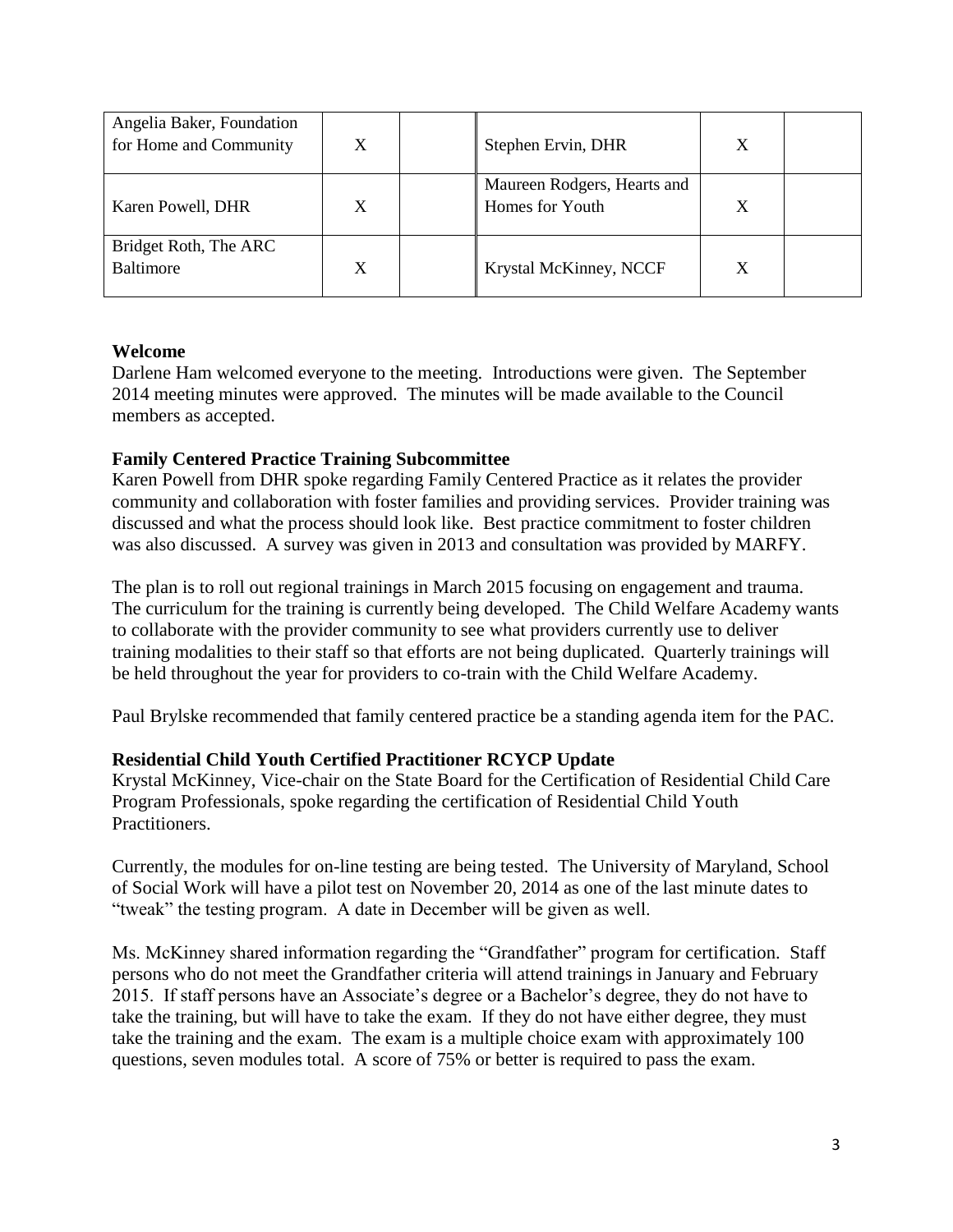| | | | | | |
|---|---|---|---|---|---|
| Angelia Baker, Foundation for Home and Community | X | | Stephen Ervin, DHR | X | |
| Karen Powell, DHR | X | | Maureen Rodgers, Hearts and Homes for Youth | X | |
| Bridget Roth, The ARC Baltimore | X | | Krystal McKinney, NCCF | X | |

**Welcome**

Darlene Ham welcomed everyone to the meeting. Introductions were given. The September 2014 meeting minutes were approved. The minutes will be made available to the Council members as accepted.

**Family Centered Practice Training Subcommittee**

Karen Powell from DHR spoke regarding Family Centered Practice as it relates the provider community and collaboration with foster families and providing services. Provider training was discussed and what the process should look like. Best practice commitment to foster children was also discussed. A survey was given in 2013 and consultation was provided by MARFY.

The plan is to roll out regional trainings in March 2015 focusing on engagement and trauma. The curriculum for the training is currently being developed. The Child Welfare Academy wants to collaborate with the provider community to see what providers currently use to deliver training modalities to their staff so that efforts are not being duplicated. Quarterly trainings will be held throughout the year for providers to co-train with the Child Welfare Academy.

Paul Brylske recommended that family centered practice be a standing agenda item for the PAC.

**Residential Child Youth Certified Practitioner RCYCP Update**

Krystal McKinney, Vice-chair on the State Board for the Certification of Residential Child Care Program Professionals, spoke regarding the certification of Residential Child Youth Practitioners.

Currently, the modules for on-line testing are being tested. The University of Maryland, School of Social Work will have a pilot test on November 20, 2014 as one of the last minute dates to "tweak" the testing program. A date in December will be given as well.

Ms. McKinney shared information regarding the "Grandfather" program for certification. Staff persons who do not meet the Grandfather criteria will attend trainings in January and February 2015. If staff persons have an Associate's degree or a Bachelor's degree, they do not have to take the training, but will have to take the exam. If they do not have either degree, they must take the training and the exam. The exam is a multiple choice exam with approximately 100 questions, seven modules total. A score of 75% or better is required to pass the exam.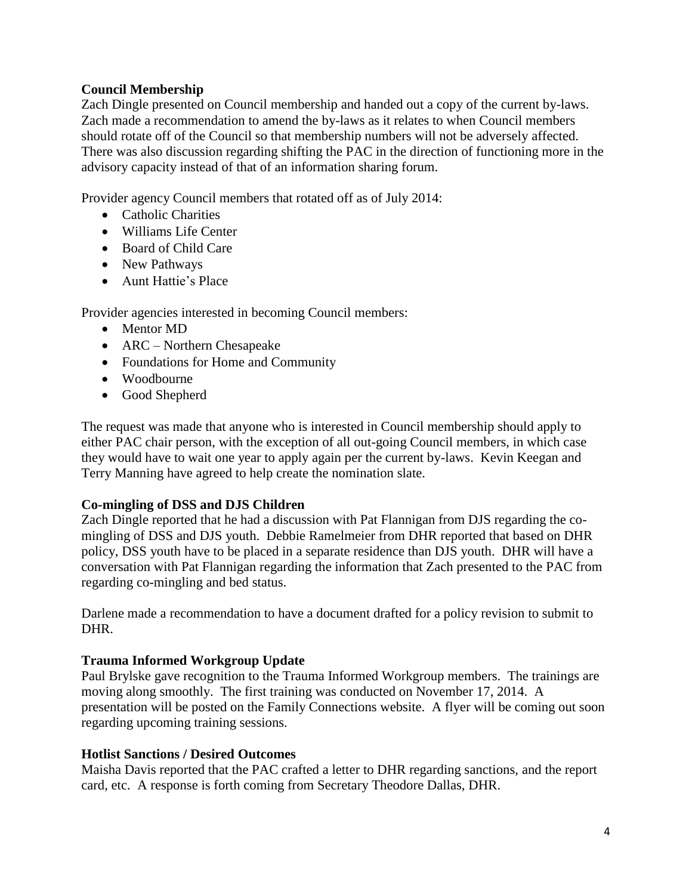**Council Membership**

Zach Dingle presented on Council membership and handed out a copy of the current by-laws. Zach made a recommendation to amend the by-laws as it relates to when Council members should rotate off of the Council so that membership numbers will not be adversely affected. There was also discussion regarding shifting the PAC in the direction of functioning more in the advisory capacity instead of that of an information sharing forum.

Provider agency Council members that rotated off as of July 2014:

- Catholic Charities
- Williams Life Center
- Board of Child Care
- New Pathways
- Aunt Hattie's Place

Provider agencies interested in becoming Council members:

- Mentor MD
- ARC – Northern Chesapeake
- Foundations for Home and Community
- Woodbourne
- Good Shepherd

The request was made that anyone who is interested in Council membership should apply to either PAC chair person, with the exception of all out-going Council members, in which case they would have to wait one year to apply again per the current by-laws. Kevin Keegan and Terry Manning have agreed to help create the nomination slate.

**Co-mingling of DSS and DJS Children**

Zach Dingle reported that he had a discussion with Pat Flannigan from DJS regarding the co-mingling of DSS and DJS youth. Debbie Ramelmeier from DHR reported that based on DHR policy, DSS youth have to be placed in a separate residence than DJS youth. DHR will have a conversation with Pat Flannigan regarding the information that Zach presented to the PAC from regarding co-mingling and bed status.

Darlene made a recommendation to have a document drafted for a policy revision to submit to DHR.

**Trauma Informed Workgroup Update**

Paul Brylske gave recognition to the Trauma Informed Workgroup members. The trainings are moving along smoothly. The first training was conducted on November 17, 2014. A presentation will be posted on the Family Connections website. A flyer will be coming out soon regarding upcoming training sessions.

**Hotlist Sanctions / Desired Outcomes**

Maisha Davis reported that the PAC crafted a letter to DHR regarding sanctions, and the report card, etc. A response is forth coming from Secretary Theodore Dallas, DHR.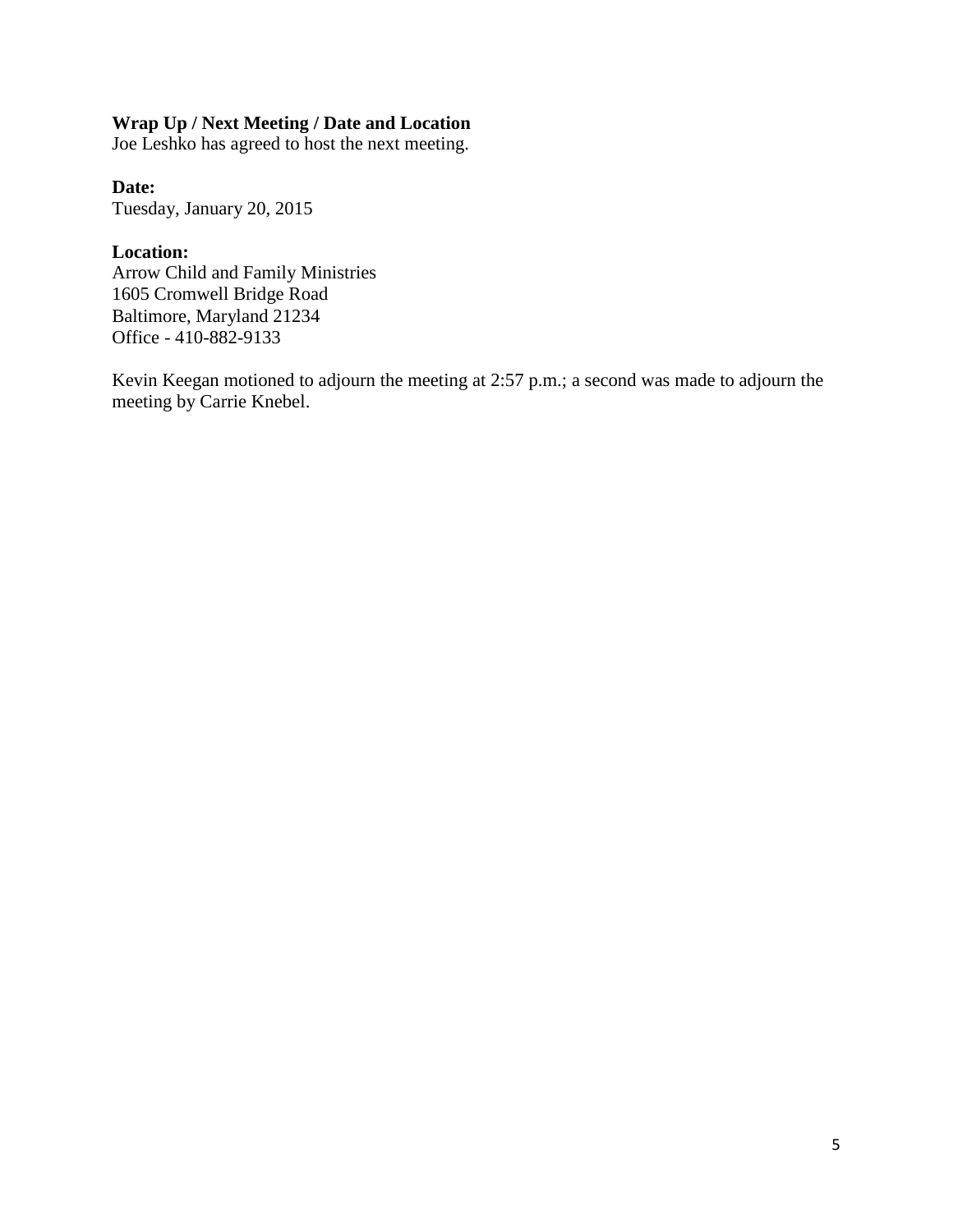**Wrap Up / Next Meeting / Date and Location**
Joe Leshko has agreed to host the next meeting.

**Date:**
Tuesday, January 20, 2015

**Location:**
Arrow Child and Family Ministries
1605 Cromwell Bridge Road
Baltimore, Maryland 21234
Office - 410-882-9133

Kevin Keegan motioned to adjourn the meeting at 2:57 p.m.; a second was made to adjourn the meeting by Carrie Knebel.